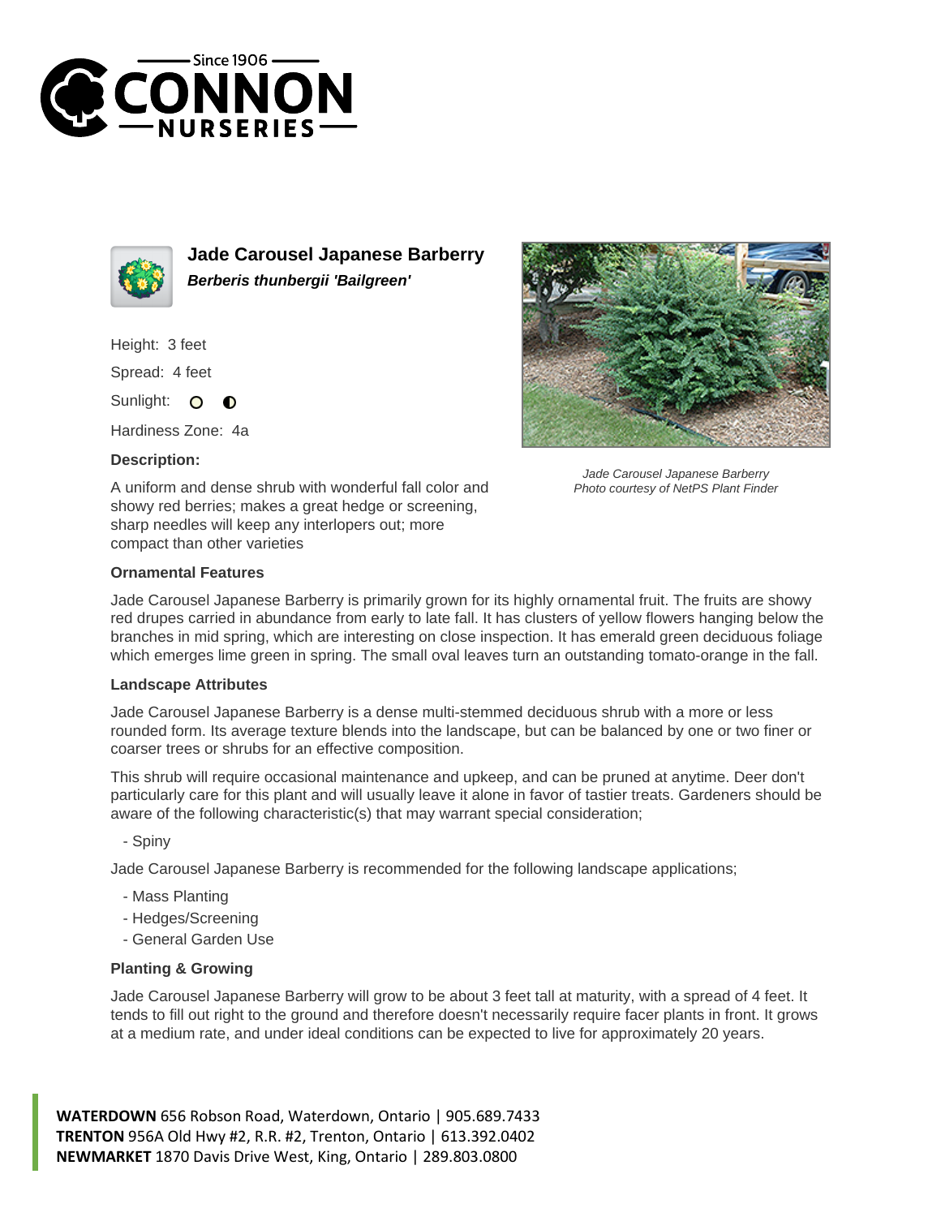# Jade Carousel Japanese Barberry

***Berberis thunbergii 'Bailgreen'***

Height: 3 feet

Spread: 4 feet

Sunlight:

Hardiness Zone: 4a

**Description:**

A uniform and dense shrub with wonderful fall color and showy red berries; makes a great hedge or screening, sharp needles will keep any interlopers out; more compact than other varieties

*Jade Carousel Japanese Barberry*
*Photo courtesy of NetPS Plant Finder*

### Ornamental Features

Jade Carousel Japanese Barberry is primarily grown for its highly ornamental fruit. The fruits are showy red drupes carried in abundance from early to late fall. It has clusters of yellow flowers hanging below the branches in mid spring, which are interesting on close inspection. It has emerald green deciduous foliage which emerges lime green in spring. The small oval leaves turn an outstanding tomato-orange in the fall.

### Landscape Attributes

Jade Carousel Japanese Barberry is a dense multi-stemmed deciduous shrub with a more or less rounded form. Its average texture blends into the landscape, but can be balanced by one or two finer or coarser trees or shrubs for an effective composition.

This shrub will require occasional maintenance and upkeep, and can be pruned at anytime. Deer don't particularly care for this plant and will usually leave it alone in favor of tastier treats. Gardeners should be aware of the following characteristic(s) that may warrant special consideration;

- Spiny

Jade Carousel Japanese Barberry is recommended for the following landscape applications;

- Mass Planting
- Hedges/Screening
- General Garden Use

### Planting & Growing

Jade Carousel Japanese Barberry will grow to be about 3 feet tall at maturity, with a spread of 4 feet. It tends to fill out right to the ground and therefore doesn't necessarily require facer plants in front. It grows at a medium rate, and under ideal conditions can be expected to live for approximately 20 years.

**WATERDOWN** 656 Robson Road, Waterdown, Ontario | 905.689.7433
**TRENTON** 956A Old Hwy #2, R.R. #2, Trenton, Ontario | 613.392.0402
**NEWMARKET** 1870 Davis Drive West, King, Ontario | 289.803.0800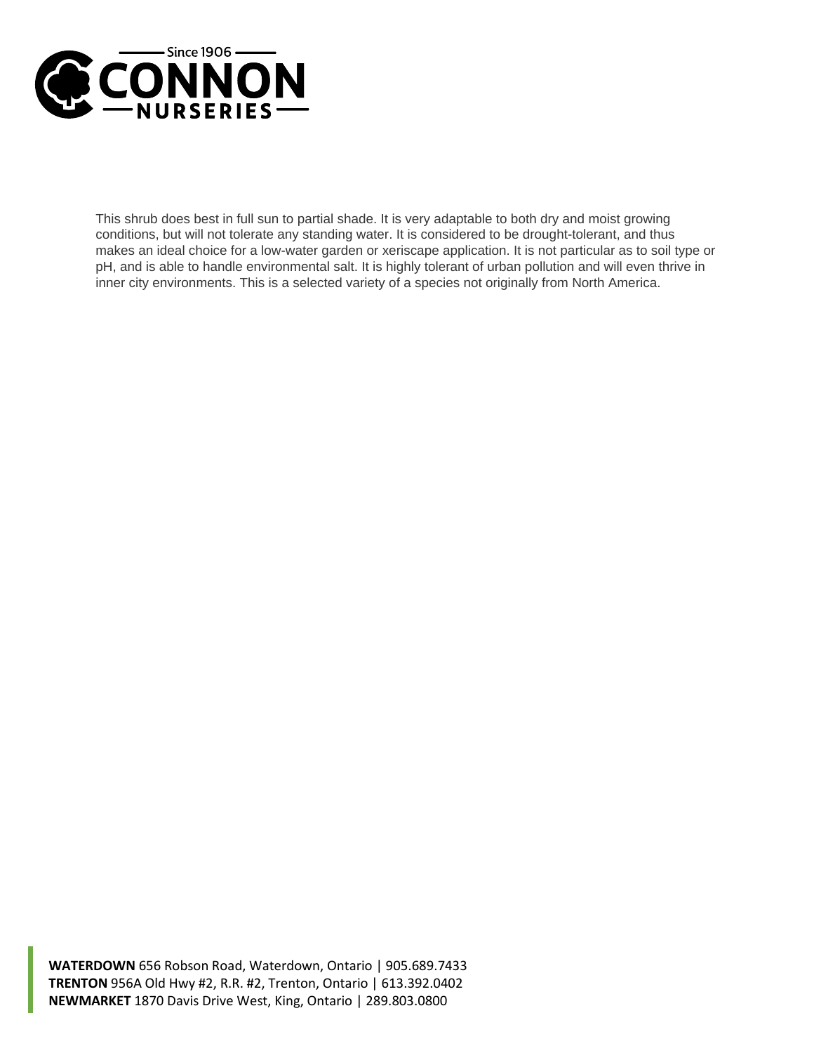This shrub does best in full sun to partial shade. It is very adaptable to both dry and moist growing conditions, but will not tolerate any standing water. It is considered to be drought-tolerant, and thus makes an ideal choice for a low-water garden or xeriscape application. It is not particular as to soil type or pH, and is able to handle environmental salt. It is highly tolerant of urban pollution and will even thrive in inner city environments. This is a selected variety of a species not originally from North America.